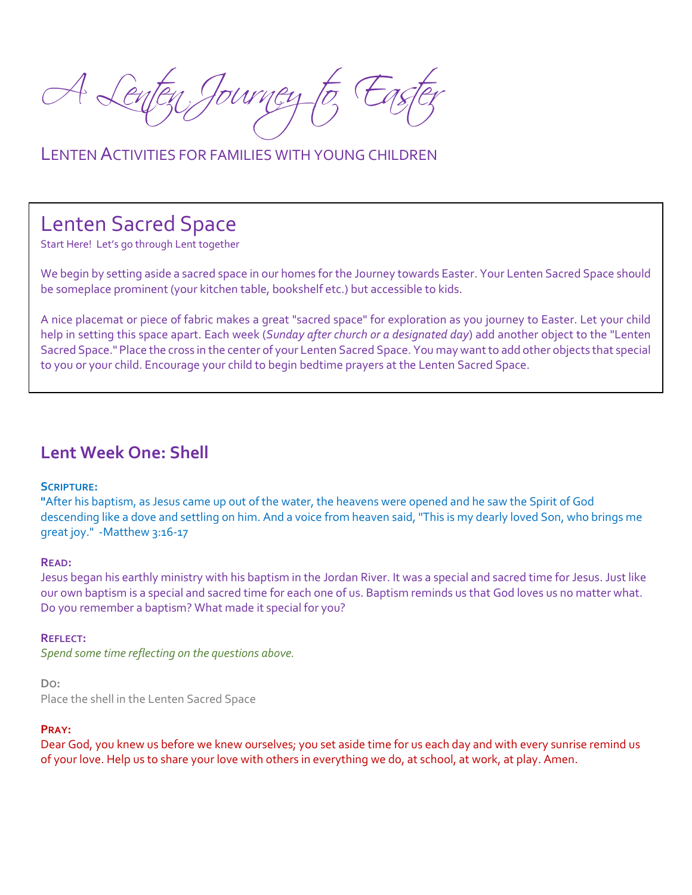# A Lenten Journey to Easter

LENTEN ACTIVITIES FOR FAMILIES WITH YOUNG CHILDREN

## Lenten Sacred Space

Start Here! Let's go through Lent together

We begin by setting aside a sacred space in our homes for the Journey towards Easter. Your Lenten Sacred Space should be someplace prominent (your kitchen table, bookshelf etc.) but accessible to kids.

A nice placemat or piece of fabric makes a great "sacred space" for exploration as you journey to Easter. Let your child help in setting this space apart. Each week (*Sunday after church or a designated day*) add another object to the "Lenten Sacred Space." Place the cross in the center of your Lenten Sacred Space. You may want to add other objects that special to you or your child. Encourage your child to begin bedtime prayers at the Lenten Sacred Space.

## Lent Week One: Shell

**SCRIPTURE:**

"After his baptism, as Jesus came up out of the water, the heavens were opened and he saw the Spirit of God descending like a dove and settling on him. And a voice from heaven said, "This is my dearly loved Son, who brings me great joy." -Matthew 3:16-17

**READ:**

Jesus began his earthly ministry with his baptism in the Jordan River. It was a special and sacred time for Jesus. Just like our own baptism is a special and sacred time for each one of us. Baptism reminds us that God loves us no matter what. Do you remember a baptism? What made it special for you?

**REFLECT:**

*Spend some time reflecting on the questions above.*

**DO:**

Place the shell in the Lenten Sacred Space

**PRAY:**

Dear God, you knew us before we knew ourselves; you set aside time for us each day and with every sunrise remind us of your love. Help us to share your love with others in everything we do, at school, at work, at play. Amen.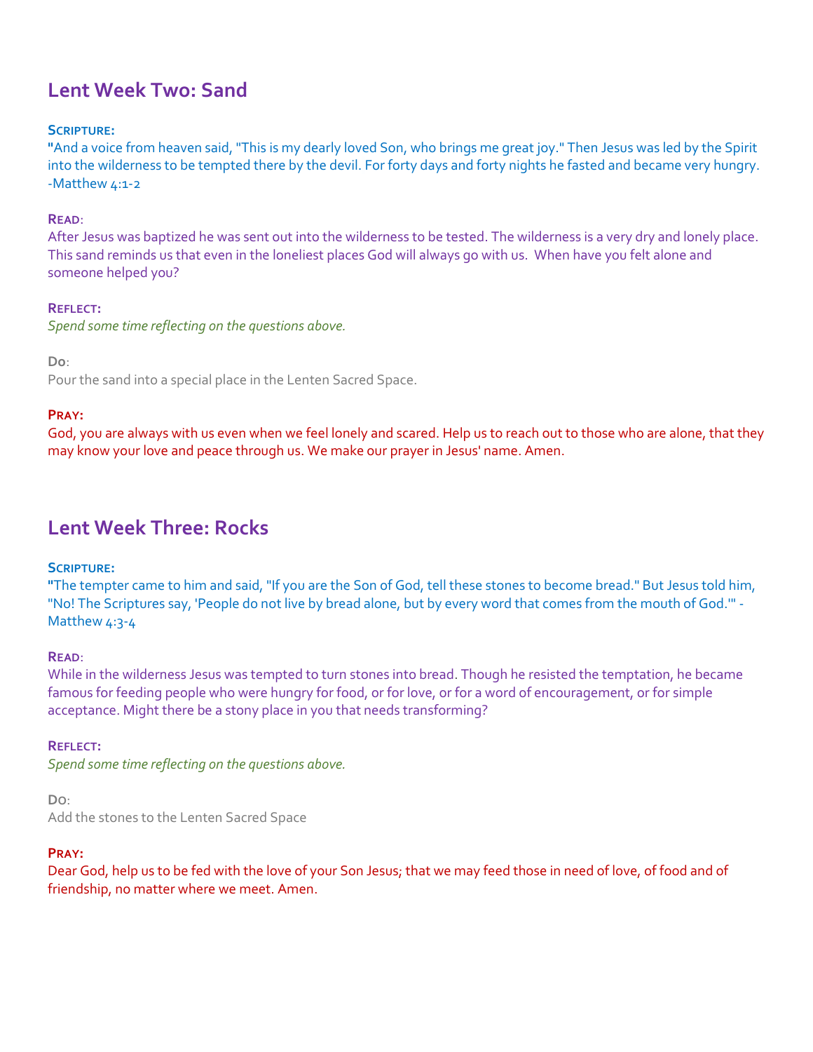## Lent Week Two: Sand

**Scripture:**
"And a voice from heaven said, "This is my dearly loved Son, who brings me great joy." Then Jesus was led by the Spirit into the wilderness to be tempted there by the devil. For forty days and forty nights he fasted and became very hungry. -Matthew 4:1-2

**Read**:
After Jesus was baptized he was sent out into the wilderness to be tested. The wilderness is a very dry and lonely place. This sand reminds us that even in the loneliest places God will always go with us. When have you felt alone and someone helped you?

**Reflect:**
*Spend some time reflecting on the questions above.*

**Do**:
Pour the sand into a special place in the Lenten Sacred Space.

**Pray:**
God, you are always with us even when we feel lonely and scared. Help us to reach out to those who are alone, that they may know your love and peace through us. We make our prayer in Jesus' name. Amen.

## Lent Week Three: Rocks

**Scripture:**
"The tempter came to him and said, "If you are the Son of God, tell these stones to become bread." But Jesus told him, "No! The Scriptures say, 'People do not live by bread alone, but by every word that comes from the mouth of God.'" - Matthew 4:3-4

**Read**:
While in the wilderness Jesus was tempted to turn stones into bread. Though he resisted the temptation, he became famous for feeding people who were hungry for food, or for love, or for a word of encouragement, or for simple acceptance. Might there be a stony place in you that needs transforming?

**Reflect:**
*Spend some time reflecting on the questions above.*

**Do**:
Add the stones to the Lenten Sacred Space

**Pray:**
Dear God, help us to be fed with the love of your Son Jesus; that we may feed those in need of love, of food and of friendship, no matter where we meet. Amen.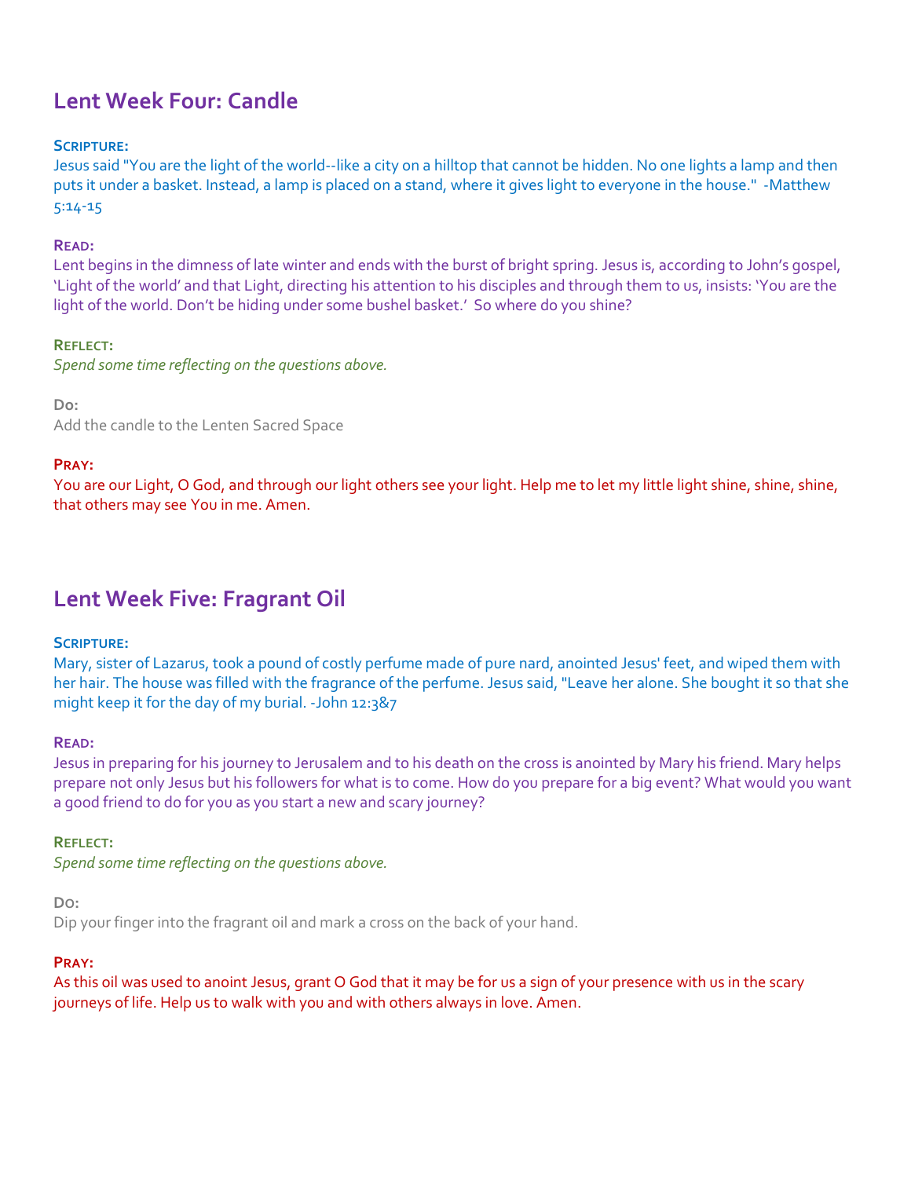## Lent Week Four: Candle

**Scripture:**
Jesus said "You are the light of the world--like a city on a hilltop that cannot be hidden. No one lights a lamp and then puts it under a basket. Instead, a lamp is placed on a stand, where it gives light to everyone in the house." -Matthew 5:14-15

**Read:**
Lent begins in the dimness of late winter and ends with the burst of bright spring. Jesus is, according to John's gospel, 'Light of the world' and that Light, directing his attention to his disciples and through them to us, insists: 'You are the light of the world. Don't be hiding under some bushel basket.' So where do you shine?

**Reflect:**
*Spend some time reflecting on the questions above.*

**Do:**
Add the candle to the Lenten Sacred Space

**Pray:**
You are our Light, O God, and through our light others see your light. Help me to let my little light shine, shine, shine, that others may see You in me. Amen.

## Lent Week Five: Fragrant Oil

**Scripture:**
Mary, sister of Lazarus, took a pound of costly perfume made of pure nard, anointed Jesus' feet, and wiped them with her hair. The house was filled with the fragrance of the perfume. Jesus said, "Leave her alone. She bought it so that she might keep it for the day of my burial. -John 12:3&7

**Read:**
Jesus in preparing for his journey to Jerusalem and to his death on the cross is anointed by Mary his friend. Mary helps prepare not only Jesus but his followers for what is to come. How do you prepare for a big event? What would you want a good friend to do for you as you start a new and scary journey?

**Reflect:**
*Spend some time reflecting on the questions above.*

**Do:**
Dip your finger into the fragrant oil and mark a cross on the back of your hand.

**Pray:**
As this oil was used to anoint Jesus, grant O God that it may be for us a sign of your presence with us in the scary journeys of life. Help us to walk with you and with others always in love. Amen.